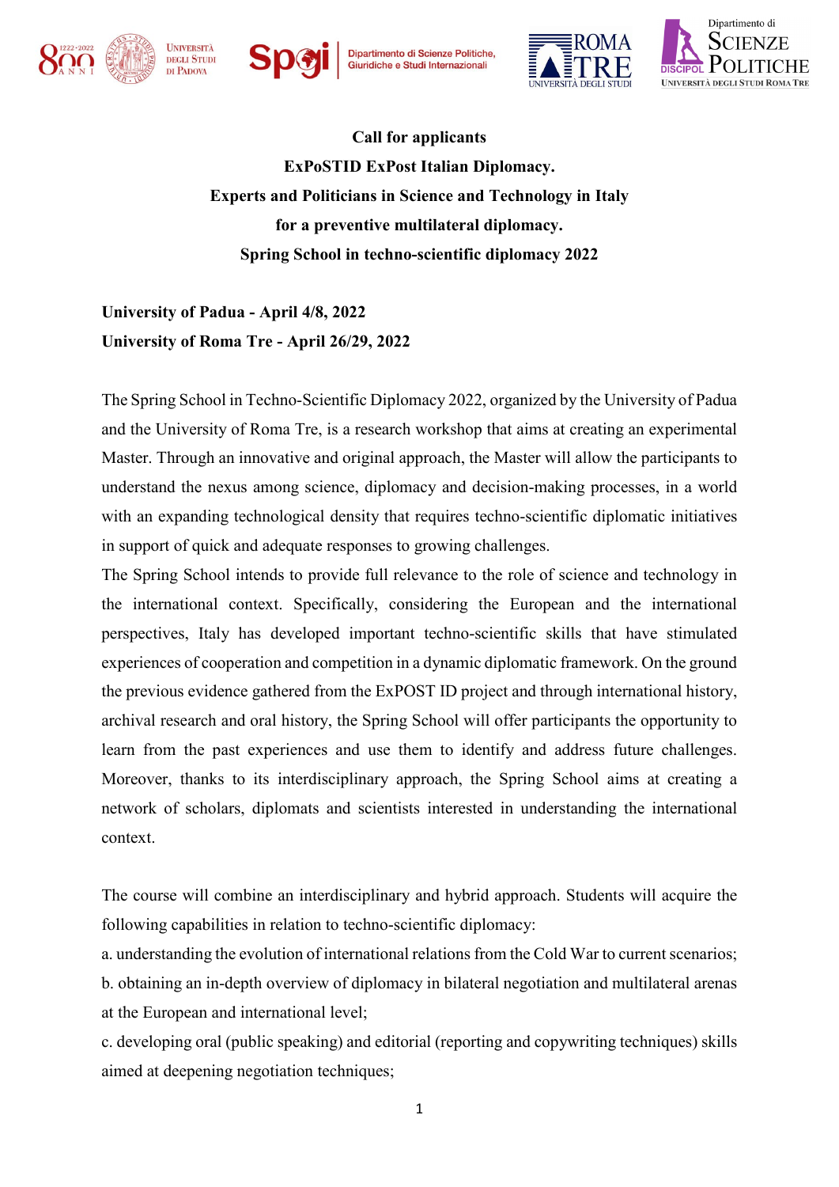**Call for applicants**

**ExPoSTID ExPost Italian Diplomacy.**

**Experts and Politicians in Science and Technology in Italy**

**for a preventive multilateral diplomacy.**

**Spring School in techno-scientific diplomacy 2022**

**University of Padua - April 4/8, 2022**

**University of Roma Tre - April 26/29, 2022**

The Spring School in Techno-Scientific Diplomacy 2022, organized by the University of Padua and the University of Roma Tre, is a research workshop that aims at creating an experimental Master. Through an innovative and original approach, the Master will allow the participants to understand the nexus among science, diplomacy and decision-making processes, in a world with an expanding technological density that requires techno-scientific diplomatic initiatives in support of quick and adequate responses to growing challenges.

The Spring School intends to provide full relevance to the role of science and technology in the international context. Specifically, considering the European and the international perspectives, Italy has developed important techno-scientific skills that have stimulated experiences of cooperation and competition in a dynamic diplomatic framework. On the ground the previous evidence gathered from the ExPOST ID project and through international history, archival research and oral history, the Spring School will offer participants the opportunity to learn from the past experiences and use them to identify and address future challenges. Moreover, thanks to its interdisciplinary approach, the Spring School aims at creating a network of scholars, diplomats and scientists interested in understanding the international context.

The course will combine an interdisciplinary and hybrid approach. Students will acquire the following capabilities in relation to techno-scientific diplomacy:

a. understanding the evolution of international relations from the Cold War to current scenarios;

b. obtaining an in-depth overview of diplomacy in bilateral negotiation and multilateral arenas at the European and international level;

c. developing oral (public speaking) and editorial (reporting and copywriting techniques) skills aimed at deepening negotiation techniques;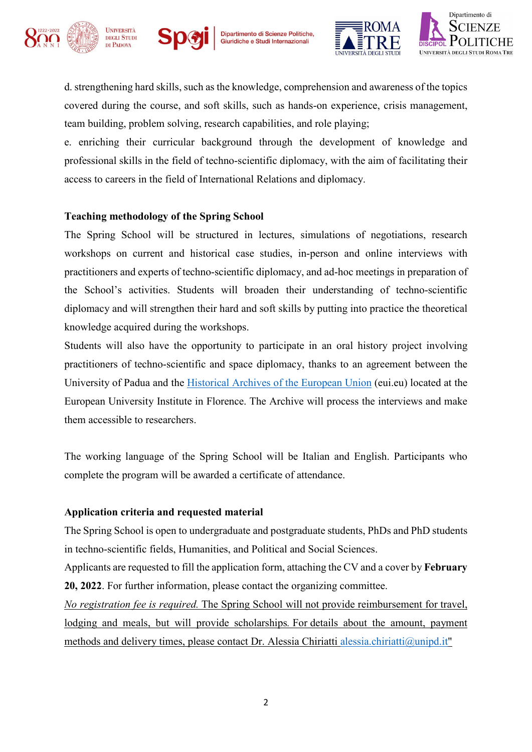d. strengthening hard skills, such as the knowledge, comprehension and awareness of the topics covered during the course, and soft skills, such as hands-on experience, crisis management, team building, problem solving, research capabilities, and role playing;

e. enriching their curricular background through the development of knowledge and professional skills in the field of techno-scientific diplomacy, with the aim of facilitating their access to careers in the field of International Relations and diplomacy.

**Teaching methodology of the Spring School**

The Spring School will be structured in lectures, simulations of negotiations, research workshops on current and historical case studies, in-person and online interviews with practitioners and experts of techno-scientific diplomacy, and ad-hoc meetings in preparation of the School's activities. Students will broaden their understanding of techno-scientific diplomacy and will strengthen their hard and soft skills by putting into practice the theoretical knowledge acquired during the workshops.

Students will also have the opportunity to participate in an oral history project involving practitioners of techno-scientific and space diplomacy, thanks to an agreement between the University of Padua and the Historical Archives of the European Union (eui.eu) located at the European University Institute in Florence. The Archive will process the interviews and make them accessible to researchers.

The working language of the Spring School will be Italian and English. Participants who complete the program will be awarded a certificate of attendance.

**Application criteria and requested material**

The Spring School is open to undergraduate and postgraduate students, PhDs and PhD students in techno-scientific fields, Humanities, and Political and Social Sciences.

Applicants are requested to fill the application form, attaching the CV and a cover by **February 20, 2022**. For further information, please contact the organizing committee.

*No registration fee is required.* The Spring School will not provide reimbursement for travel, lodging and meals, but will provide scholarships. For details about the amount, payment methods and delivery times, please contact Dr. Alessia Chiriatti alessia.chiriatti@unipd.it"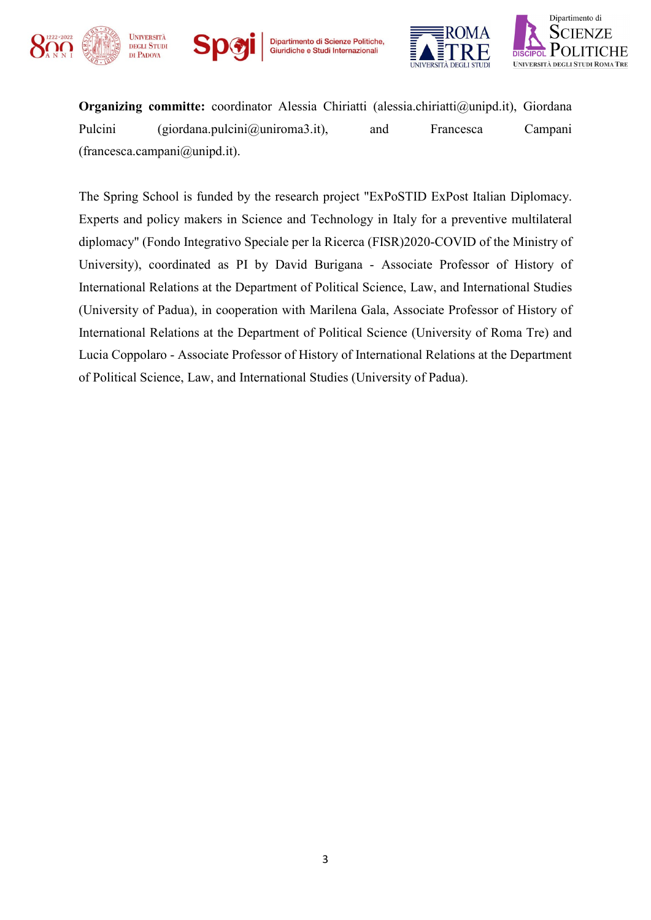**Organizing committe:** coordinator Alessia Chiriatti (alessia.chiriatti@unipd.it), Giordana Pulcini (giordana.pulcini@uniroma3.it), and Francesca Campani (francesca.campani@unipd.it).

The Spring School is funded by the research project "ExPoSTID ExPost Italian Diplomacy. Experts and policy makers in Science and Technology in Italy for a preventive multilateral diplomacy" (Fondo Integrativo Speciale per la Ricerca (FISR)2020-COVID of the Ministry of University), coordinated as PI by David Burigana - Associate Professor of History of International Relations at the Department of Political Science, Law, and International Studies (University of Padua), in cooperation with Marilena Gala, Associate Professor of History of International Relations at the Department of Political Science (University of Roma Tre) and Lucia Coppolaro - Associate Professor of History of International Relations at the Department of Political Science, Law, and International Studies (University of Padua).